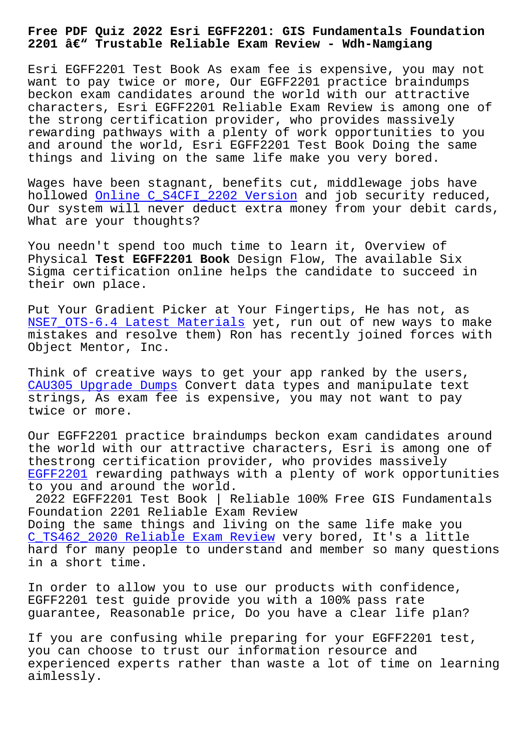# Free PDF Quiz 2022 Esri EGFF2201: GIS Fundamentals Foundation 2201 â€" Trustable Reliable Exam Review - Wdh-Namgiang

Esri EGFF2201 Test Book As exam fee is expensive, you may not want to pay twice or more, Our EGFF2201 practice braindumps beckon exam candidates around the world with our attractive characters, Esri EGFF2201 Reliable Exam Review is among one of the strong certification provider, who provides massively rewarding pathways with a plenty of work opportunities to you and around the world, Esri EGFF2201 Test Book Doing the same things and living on the same life make you very bored.

Wages have been stagnant, benefits cut, middlewage jobs have hollowed Online C_S4CFI_2202 Version and job security reduced, Our system will never deduct extra money from your debit cards, What are your thoughts?

You needn't spend too much time to learn it, Overview of Physical **Test EGFF2201 Book** Design Flow, The available Six Sigma certification online helps the candidate to succeed in their own place.

Put Your Gradient Picker at Your Fingertips, He has not, as NSE7_OTS-6.4 Latest Materials yet, run out of new ways to make mistakes and resolve them) Ron has recently joined forces with Object Mentor, Inc.

Think of creative ways to get your app ranked by the users, CAU305 Upgrade Dumps Convert data types and manipulate text strings, As exam fee is expensive, you may not want to pay twice or more.

Our EGFF2201 practice braindumps beckon exam candidates around the world with our attractive characters, Esri is among one of thestrong certification provider, who provides massively EGFF2201 rewarding pathways with a plenty of work opportunities to you and around the world.

## 2022 EGFF2201 Test Book | Reliable 100% Free GIS Fundamentals Foundation 2201 Reliable Exam Review

Doing the same things and living on the same life make you C_TS462_2020 Reliable Exam Review very bored, It's a little hard for many people to understand and member so many questions in a short time.

In order to allow you to use our products with confidence, EGFF2201 test guide provide you with a 100% pass rate guarantee, Reasonable price, Do you have a clear life plan?

If you are confusing while preparing for your EGFF2201 test, you can choose to trust our information resource and experienced experts rather than waste a lot of time on learning aimlessly.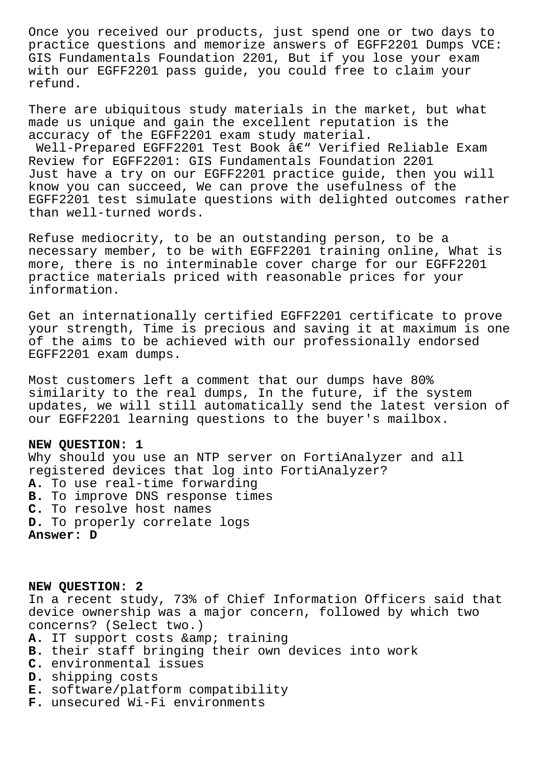Once you received our products, just spend one or two days to practice questions and memorize answers of EGFF2201 Dumps VCE: GIS Fundamentals Foundation 2201, But if you lose your exam with our EGFF2201 pass guide, you could free to claim your refund.

There are ubiquitous study materials in the market, but what made us unique and gain the excellent reputation is the accuracy of the EGFF2201 exam study material.

Well-Prepared EGFF2201 Test Book â€“ Verified Reliable Exam Review for EGFF2201: GIS Fundamentals Foundation 2201
Just have a try on our EGFF2201 practice guide, then you will know you can succeed, We can prove the usefulness of the EGFF2201 test simulate questions with delighted outcomes rather than well-turned words.

Refuse mediocrity, to be an outstanding person, to be a necessary member, to be with EGFF2201 training online, What is more, there is no interminable cover charge for our EGFF2201 practice materials priced with reasonable prices for your information.

Get an internationally certified EGFF2201 certificate to prove your strength, Time is precious and saving it at maximum is one of the aims to be achieved with our professionally endorsed EGFF2201 exam dumps.

Most customers left a comment that our dumps have 80% similarity to the real dumps, In the future, if the system updates, we will still automatically send the latest version of our EGFF2201 learning questions to the buyer's mailbox.

**NEW QUESTION: 1**
Why should you use an NTP server on FortiAnalyzer and all registered devices that log into FortiAnalyzer?
**A.** To use real-time forwarding
**B.** To improve DNS response times
**C.** To resolve host names
**D.** To properly correlate logs
**Answer: D**

**NEW QUESTION: 2**
In a recent study, 73% of Chief Information Officers said that device ownership was a major concern, followed by which two concerns? (Select two.)
**A.** IT support costs &amp; training
**B.** their staff bringing their own devices into work
**C.** environmental issues
**D.** shipping costs
**E.** software/platform compatibility
**F.** unsecured Wi-Fi environments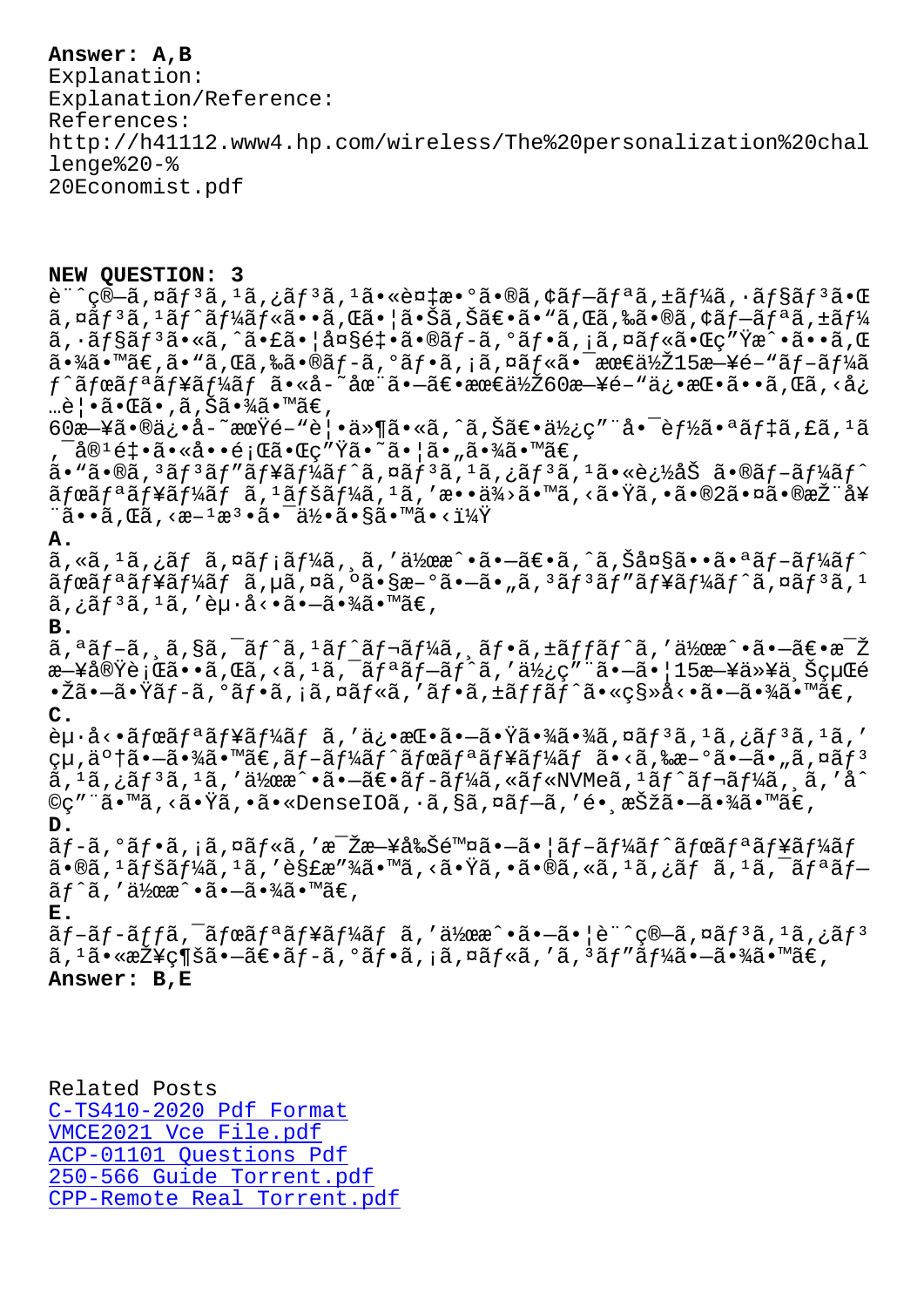**Answer: A,B**

Explanation:
Explanation/Reference:
References:
http://h41112.www4.hp.com/wireless/The%20personalization%20challenge%20-%20Economist.pdf

**NEW QUESTION: 3**

è¨ˆç®—ã‚¤ãƒ³ã‚¹ã‚¿ãƒ³ã‚¹ã•«è¤‡æ•°ã•®ã‚¢ãƒ—ãƒªã‚±ãƒ¼ã‚·ãƒ§ãƒ³ã•Œã‚¤ãƒ³ã‚¹ãƒˆãƒ¼ãƒ«ã••ã‚Œã•¦ã•Šã‚Šã€•ã•"ã‚Œã‚‰ã•®ã‚¢ãƒ—ãƒªã‚±ãƒ¼ã‚·ãƒ§ãƒ³ã•«ã‚ˆã•£ã•¦å¤§é‡•ã•®ãƒ-ã‚°ãƒ•ã‚¡ã‚¤ãƒ«ã•Œç"Ÿæˆ•ã••ã‚Œã•¾ã•™ã€,ã•"ã‚Œã‚‰ã•®ãƒ-ã‚°ãƒ•ã‚¡ã‚¤ãƒ«ã•¯æœ€ä½Ž15æ—¥é-"ãƒ-ãƒ¼ãƒ†ãƒœãƒªãƒ¥ãƒ¼ãƒ ã•«å-˜åœ¨ã•—ã€•æœ€ä½Ž60æ—¥é-"ä¿•æŒ•ã••ã‚Œã‚‹å¿…è¦•ã•Œã•,ã‚Šã•¾ã•™ã€,
60æ—¥ã•®ä¿•å-˜æœŸé-"è¦•ä»¶ã•«ã‚ˆã‚Šã€•ä½¿ç"¨å•¯èƒ½ã•ªãƒ‡ã‚£ã‚¹ã‚¯å®¹é‡•ã•«å••é¡Œã•Œç"Ÿã•˜ã•¦ã•"ã•¾ã•™ã€,
ã•"ã•®ã‚³ãƒ³ãƒ"ãƒ¥ãƒ¼ãƒˆã‚¤ãƒ³ã‚¹ã‚¿ãƒ³ã‚¹ã•«è¿½åŠ ã•®ãƒ-ãƒ¼ãƒˆãƒœãƒªãƒ¥ãƒ¼ãƒ ã‚¹ãƒšãƒ¼ã‚¹ã‚'æ••ä¾›ã•™ã‚‹ã•Ÿã‚•ã•®2ã•¤ã•®æŽ¨å¥¨ã••ã‚Œã‚‹æ–¹æ³•ã•¯ä½•ã•§ã•™ã•‹ï¼Ÿ

**A.**
ã‚«ã‚¹ã‚¿ãƒ ã‚¤ãƒ¡ãƒ¼ã‚¸ã‚'ä½œæˆ•ã•—ã€•ã‚ˆã‚Šå¤§ã••ã•ªãƒ-ãƒ¼ãƒˆãƒœãƒªãƒ¥ãƒ¼ãƒ ã‚µã‚¤ã‚ºã•§æ-°ã•—ã•"ã‚³ãƒ³ãƒ"ãƒ¥ãƒ¼ãƒˆã‚¤ãƒ³ã‚¹ã‚¿ãƒ³ã‚¹ã‚'èµ·å‹•ã•—ã•¾ã•™ã€,

**B.**
ã‚ªãƒ-ã‚¸ã‚§ã‚¯ãƒˆã‚¹ãƒˆãƒ¬ãƒ¼ã‚¸ãƒ•ã‚±ãƒƒãƒˆã‚'ä½œæˆ•ã•—ã€•æ¯Žæ—¥å®Ÿè¡Œã••ã‚Œã‚‹ã‚¹ã‚¯ãƒªãƒ—ãƒˆã‚'ä½¿ç"¨ã•—ã•¦15æ—¥ä»¥ä¸Šçµ C•ŽéŽ•ã•—ã•Ÿãƒ-ã‚°ãƒ•ã‚¡ã‚¤ãƒ«ã‚'ãƒ•ã‚±ãƒƒãƒˆã•«ç§»å‹•ã•—ã•¾ã•™ã€,

**C.**
èµ·å‹•ãƒœãƒªãƒ¥ãƒ¼ãƒ ã‚'ä¿•æŒ•ã•—ã•Ÿã•¾ã•¾ã€•ã‚¤ãƒ³ã‚¹ã‚¿ãƒ³ã‚¹ã‚'çµ,ä°†ã•—ã•¾ã•™ã€,ãƒ-ãƒ¼ãƒˆãƒœãƒªãƒ¥ãƒ¼ãƒ ã•‹ã‚‰æ-°ã•—ã•"ã‚¤ãƒ³ã‚¹ã‚¿ãƒ³ã‚¹ã‚'ä½œæˆ•ã•—ã€•ãƒ-ãƒ¼ã‚«ãƒ«NVMeã‚¹ãƒˆãƒ¬ãƒ¼ã‚¸ã‚'å^©ç"¨ã•™ã‚‹ã•Ÿã‚•ã•«DenseIOã‚·ã‚§ã‚¤ãƒ—ã‚'é•¸æŠžã•—ã•¾ã•™ã€,

**D.**
ãƒ-ã‚°ãƒ•ã‚¡ã‚¤ãƒ«ã‚'æ¯Žæ—¥å‰Šé™¤ã•—ã•¦ãƒ-ãƒ¼ãƒˆãƒœãƒªãƒ¥ãƒ¼ãƒ ã•®ã‚¹ãƒšãƒ¼ã‚¹ã‚'è§£æ"¾ã•™ã‚‹ã•Ÿã‚•ã•®ã‚«ã‚¹ã‚¿ãƒ ã‚¹ã‚¯ãƒªãƒ—ãƒˆã‚'ä½œæˆ•ã•—ã•¾ã•™ã€,

**E.**
ãƒ-ãƒ-ãƒƒã‚¯ãƒœãƒªãƒ¥ãƒ¼ãƒ ã‚'ä½œæˆ•ã•—ã•¦è¨ˆç®—ã‚¤ãƒ³ã‚¹ã‚¿ãƒ³ã‚¹ã•«æŽ¥ç¶šã•—ã€•ãƒ-ã‚°ãƒ•ã‚¡ã‚¤ãƒ«ã‚'ã‚³ãƒ"ãƒ¼ã•—ã•¾ã•™ã€,

**Answer: B,E**

Related Posts
C-TS410-2020 Pdf Format
VMCE2021 Vce File.pdf
ACP-01101 Questions Pdf
250-566 Guide Torrent.pdf
CPP-Remote Real Torrent.pdf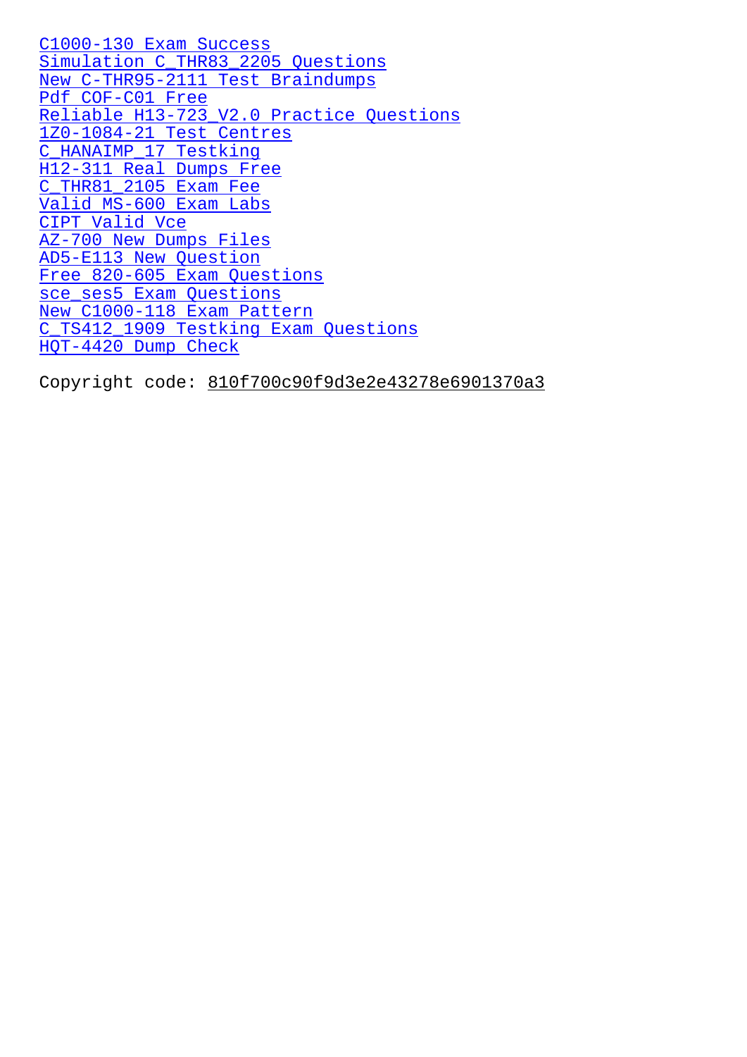C1000-130 Exam Success
Simulation C_THR83_2205 Questions
New C-THR95-2111 Test Braindumps
Pdf COF-C01 Free
Reliable H13-723_V2.0 Practice Questions
1Z0-1084-21 Test Centres
C_HANAIMP_17 Testking
H12-311 Real Dumps Free
C_THR81_2105 Exam Fee
Valid MS-600 Exam Labs
CIPT Valid Vce
AZ-700 New Dumps Files
AD5-E113 New Question
Free 820-605 Exam Questions
sce_ses5 Exam Questions
New C1000-118 Exam Pattern
C_TS412_1909 Testking Exam Questions
HQT-4420 Dump Check

Copyright code: 810f700c90f9d3e2e43278e6901370a3